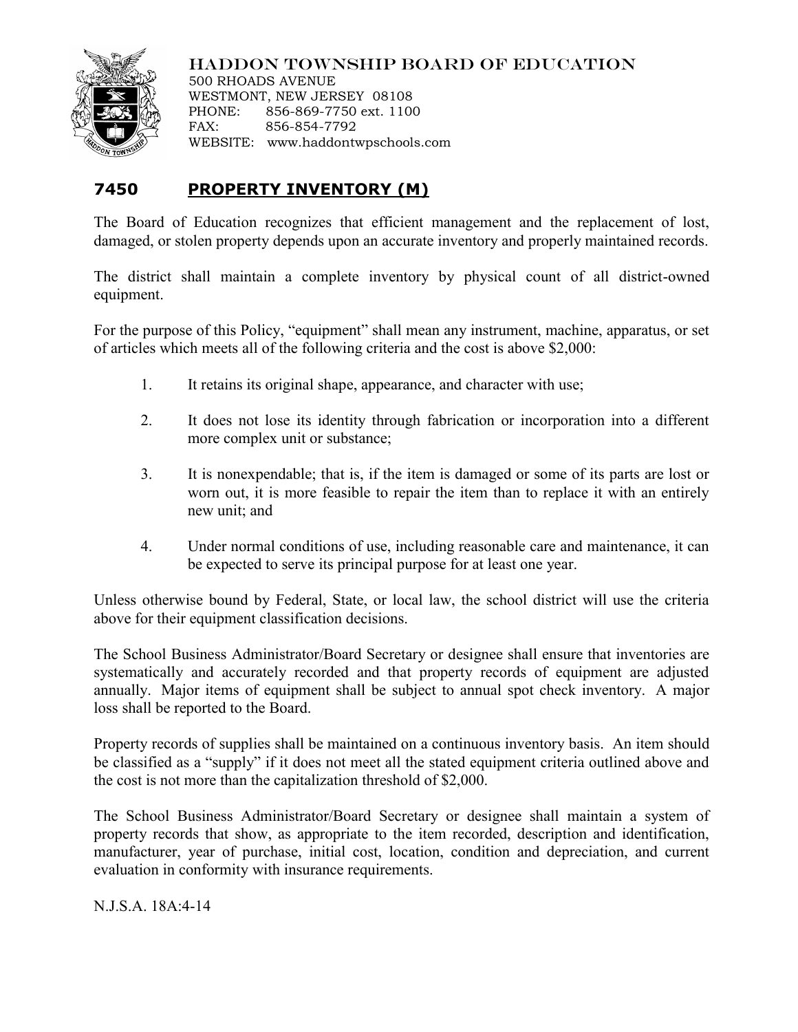HADDON TOWNSHIP BOARD OF EDUCATION
500 RHOADS AVENUE
WESTMONT, NEW JERSEY 08108
PHONE: 856-869-7750 ext. 1100
FAX: 856-854-7792
WEBSITE: www.haddontwpschools.com

# 7450 PROPERTY INVENTORY (M)

The Board of Education recognizes that efficient management and the replacement of lost, damaged, or stolen property depends upon an accurate inventory and properly maintained records.

The district shall maintain a complete inventory by physical count of all district-owned equipment.

For the purpose of this Policy, "equipment" shall mean any instrument, machine, apparatus, or set of articles which meets all of the following criteria and the cost is above $2,000:

1. It retains its original shape, appearance, and character with use;
2. It does not lose its identity through fabrication or incorporation into a different more complex unit or substance;
3. It is nonexpendable; that is, if the item is damaged or some of its parts are lost or worn out, it is more feasible to repair the item than to replace it with an entirely new unit; and
4. Under normal conditions of use, including reasonable care and maintenance, it can be expected to serve its principal purpose for at least one year.

Unless otherwise bound by Federal, State, or local law, the school district will use the criteria above for their equipment classification decisions.

The School Business Administrator/Board Secretary or designee shall ensure that inventories are systematically and accurately recorded and that property records of equipment are adjusted annually. Major items of equipment shall be subject to annual spot check inventory. A major loss shall be reported to the Board.

Property records of supplies shall be maintained on a continuous inventory basis. An item should be classified as a "supply" if it does not meet all the stated equipment criteria outlined above and the cost is not more than the capitalization threshold of $2,000.

The School Business Administrator/Board Secretary or designee shall maintain a system of property records that show, as appropriate to the item recorded, description and identification, manufacturer, year of purchase, initial cost, location, condition and depreciation, and current evaluation in conformity with insurance requirements.

N.J.S.A. 18A:4-14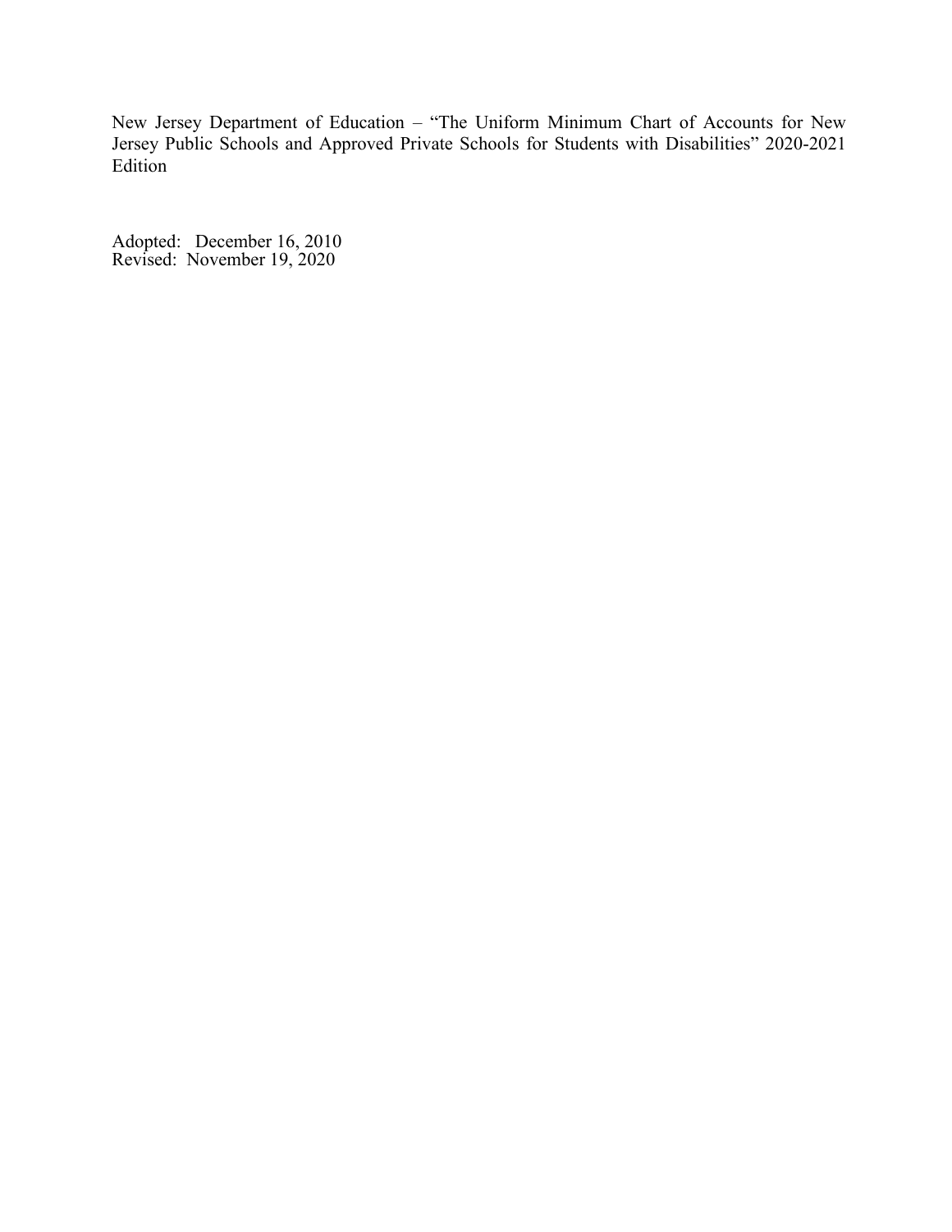New Jersey Department of Education – "The Uniform Minimum Chart of Accounts for New Jersey Public Schools and Approved Private Schools for Students with Disabilities" 2020-2021 Edition

Adopted: December 16, 2010
Revised: November 19, 2020